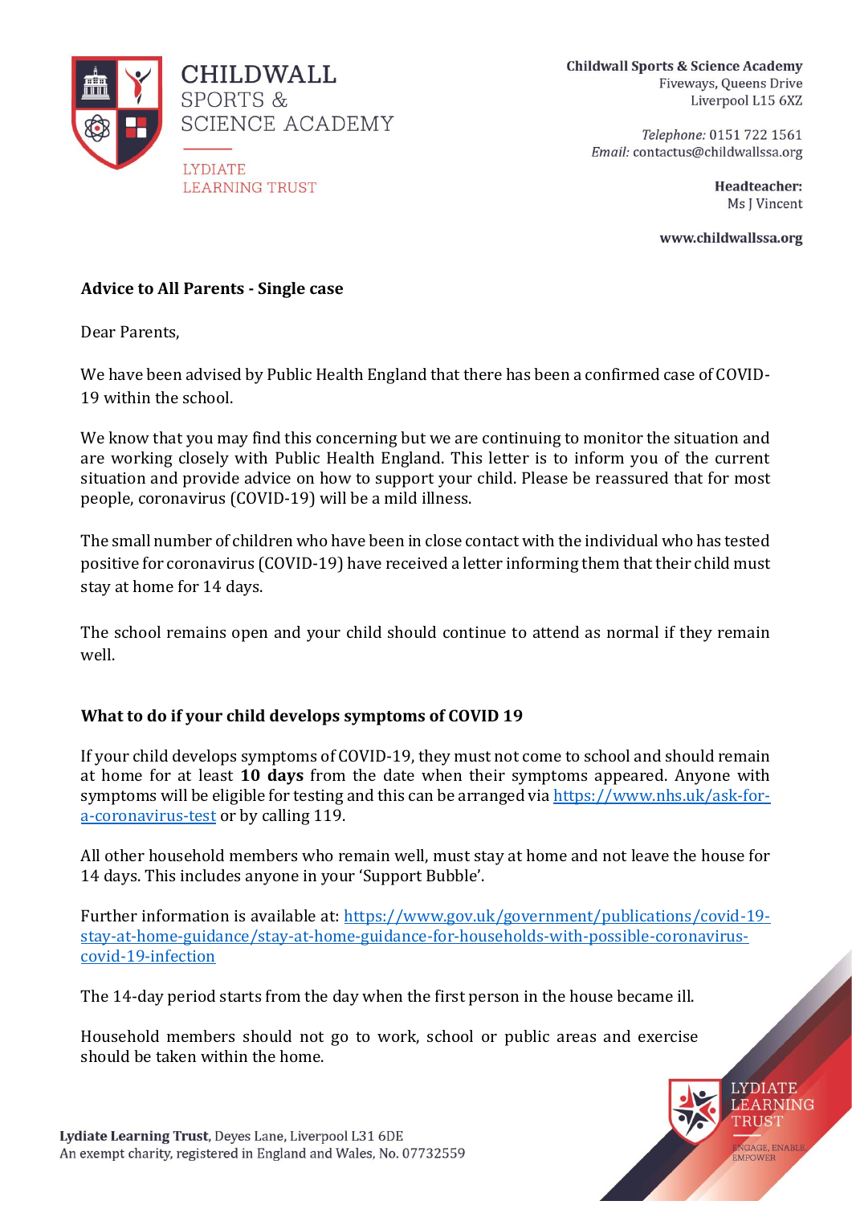CHILDWALL SPORTS & SCIENCE ACADEMY

LYDIATE LEARNING TRUST

**Childwall Sports & Science Academy**
Fiveways, Queens Drive
Liverpool L15 6XZ

*Telephone:* 0151 722 1561
*Email:* contactus@childwallssa.org

**Headteacher:**
Ms J Vincent

**www.childwallssa.org**

**Advice to All Parents - Single case**

Dear Parents,

We have been advised by Public Health England that there has been a confirmed case of COVID-19 within the school.

We know that you may find this concerning but we are continuing to monitor the situation and are working closely with Public Health England. This letter is to inform you of the current situation and provide advice on how to support your child. Please be reassured that for most people, coronavirus (COVID-19) will be a mild illness.

The small number of children who have been in close contact with the individual who has tested positive for coronavirus (COVID-19) have received a letter informing them that their child must stay at home for 14 days.

The school remains open and your child should continue to attend as normal if they remain well.

**What to do if your child develops symptoms of COVID 19**

If your child develops symptoms of COVID-19, they must not come to school and should remain at home for at least **10 days** from the date when their symptoms appeared. Anyone with symptoms will be eligible for testing and this can be arranged via [https://www.nhs.uk/ask-for-a-coronavirus-test](https://www.nhs.uk/ask-for-a-coronavirus-test) or by calling 119.

All other household members who remain well, must stay at home and not leave the house for 14 days. This includes anyone in your 'Support Bubble'.

Further information is available at: [https://www.gov.uk/government/publications/covid-19-stay-at-home-guidance/stay-at-home-guidance-for-households-with-possible-coronavirus-covid-19-infection](https://www.gov.uk/government/publications/covid-19-stay-at-home-guidance/stay-at-home-guidance-for-households-with-possible-coronavirus-covid-19-infection)

The 14-day period starts from the day when the first person in the house became ill.

Household members should not go to work, school or public areas and exercise should be taken within the home.

**Lydiate Learning Trust**, Deyes Lane, Liverpool L31 6DE
An exempt charity, registered in England and Wales, No. 07732559

LYDIATE LEARNING TRUST
ENGAGE, ENABLE, EMPOWER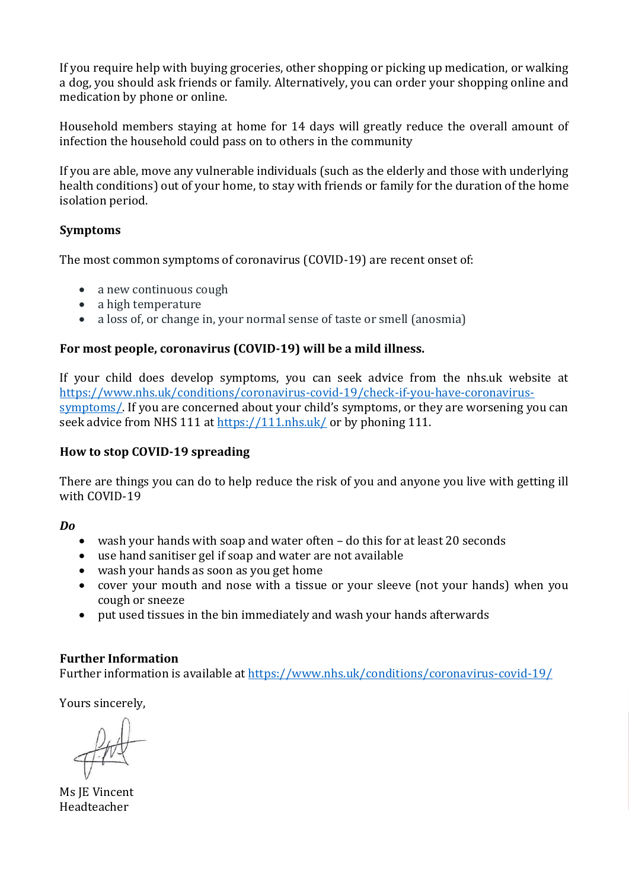If you require help with buying groceries, other shopping or picking up medication, or walking a dog, you should ask friends or family. Alternatively, you can order your shopping online and medication by phone or online.

Household members staying at home for 14 days will greatly reduce the overall amount of infection the household could pass on to others in the community

If you are able, move any vulnerable individuals (such as the elderly and those with underlying health conditions) out of your home, to stay with friends or family for the duration of the home isolation period.

**Symptoms**

The most common symptoms of coronavirus (COVID-19) are recent onset of:

- a new continuous cough
- a high temperature
- a loss of, or change in, your normal sense of taste or smell (anosmia)

**For most people, coronavirus (COVID-19) will be a mild illness.**

If your child does develop symptoms, you can seek advice from the nhs.uk website at https://www.nhs.uk/conditions/coronavirus-covid-19/check-if-you-have-coronavirus-symptoms/. If you are concerned about your child's symptoms, or they are worsening you can seek advice from NHS 111 at https://111.nhs.uk/ or by phoning 111.

**How to stop COVID-19 spreading**

There are things you can do to help reduce the risk of you and anyone you live with getting ill with COVID-19

***Do***

- wash your hands with soap and water often – do this for at least 20 seconds
- use hand sanitiser gel if soap and water are not available
- wash your hands as soon as you get home
- cover your mouth and nose with a tissue or your sleeve (not your hands) when you cough or sneeze
- put used tissues in the bin immediately and wash your hands afterwards

**Further Information**

Further information is available at https://www.nhs.uk/conditions/coronavirus-covid-19/

Yours sincerely,

Ms JE Vincent
Headteacher